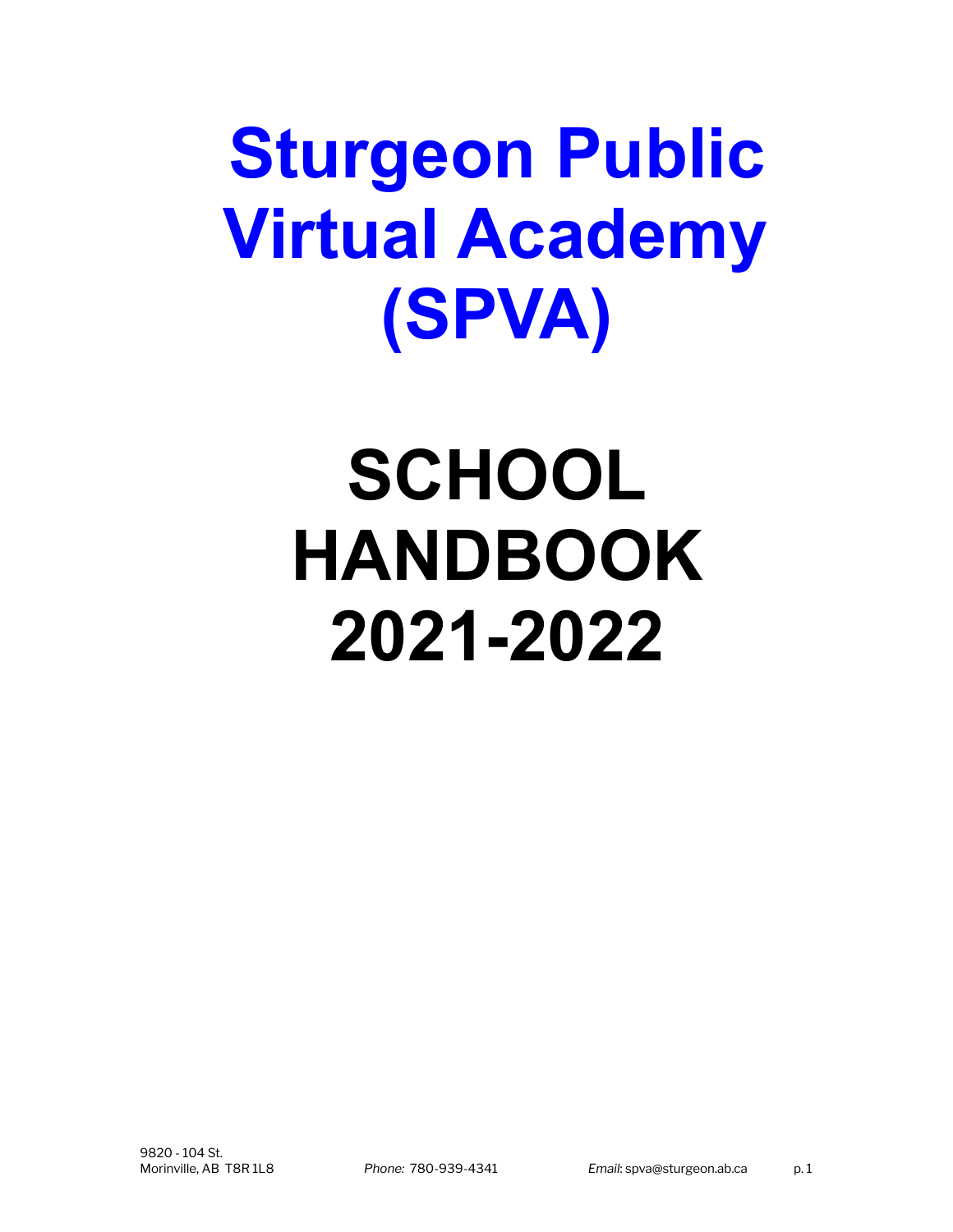# Sturgeon Public Virtual Academy (SPVA)

# SCHOOL HANDBOOK 2021-2022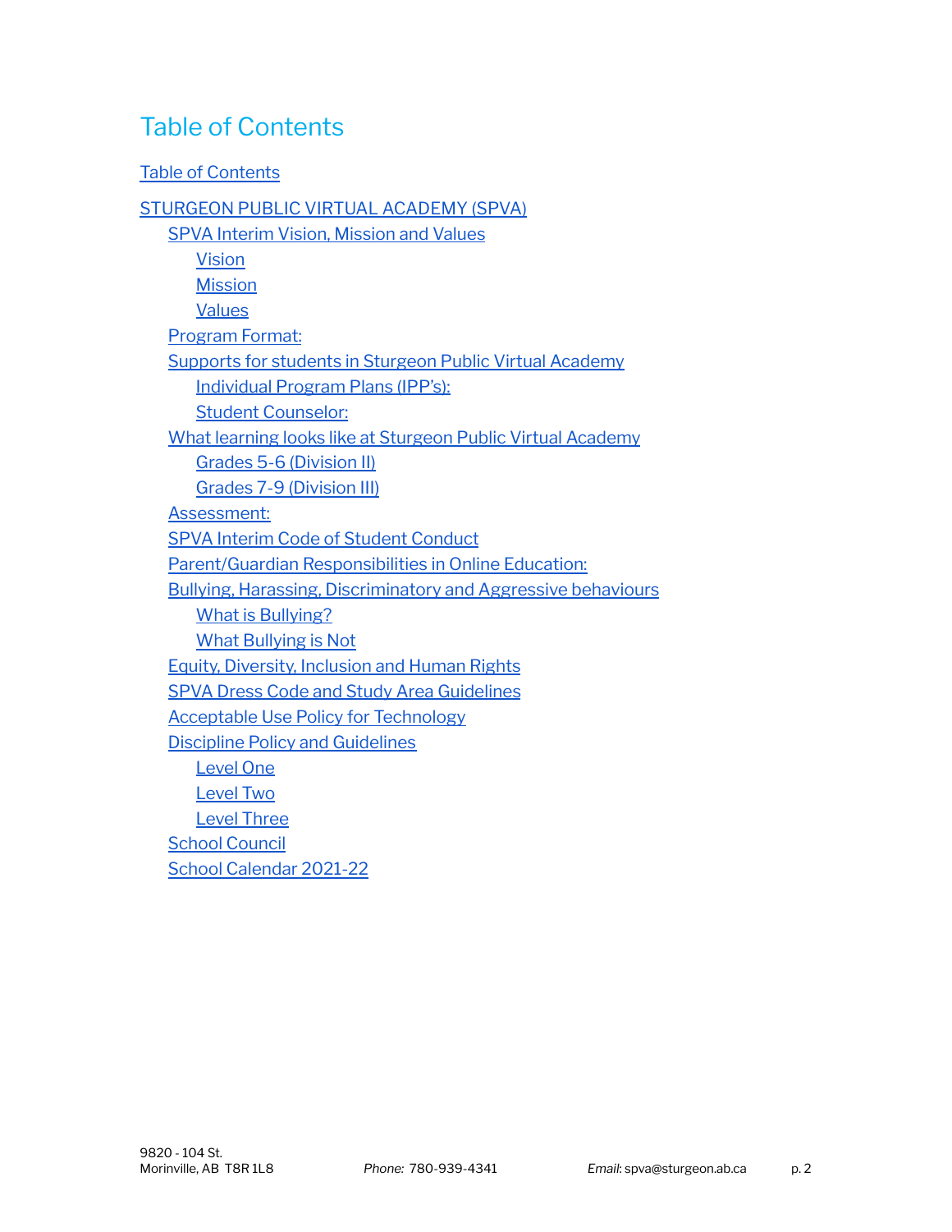# Table of Contents

- Table of Contents
- STURGEON PUBLIC VIRTUAL ACADEMY (SPVA)
  - SPVA Interim Vision, Mission and Values
    - Vision
    - Mission
    - Values
  - Program Format:
  - Supports for students in Sturgeon Public Virtual Academy
    - Individual Program Plans (IPP's):
    - Student Counselor:
  - What learning looks like at Sturgeon Public Virtual Academy
    - Grades 5-6 (Division II)
    - Grades 7-9 (Division III)
  - Assessment:
  - SPVA Interim Code of Student Conduct
  - Parent/Guardian Responsibilities in Online Education:
  - Bullying, Harassing, Discriminatory and Aggressive behaviours
    - What is Bullying?
    - What Bullying is Not
  - Equity, Diversity, Inclusion and Human Rights
  - SPVA Dress Code and Study Area Guidelines
  - Acceptable Use Policy for Technology
  - Discipline Policy and Guidelines
    - Level One
    - Level Two
    - Level Three
  - School Council
  - School Calendar 2021-22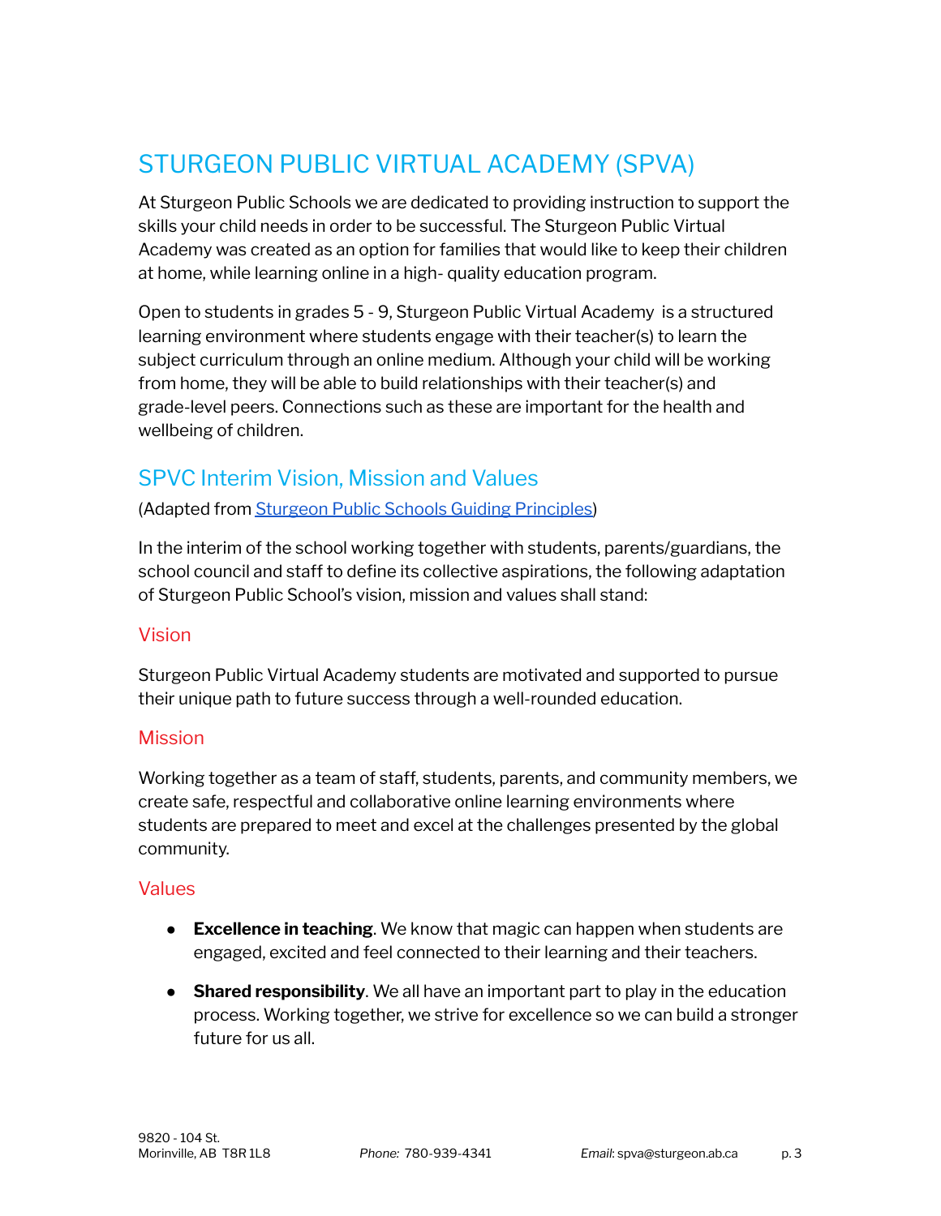# STURGEON PUBLIC VIRTUAL ACADEMY (SPVA)

At Sturgeon Public Schools we are dedicated to providing instruction to support the skills your child needs in order to be successful. The Sturgeon Public Virtual Academy was created as an option for families that would like to keep their children at home, while learning online in a high- quality education program.

Open to students in grades 5 - 9, Sturgeon Public Virtual Academy is a structured learning environment where students engage with their teacher(s) to learn the subject curriculum through an online medium. Although your child will be working from home, they will be able to build relationships with their teacher(s) and grade-level peers. Connections such as these are important for the health and wellbeing of children.

## SPVC Interim Vision, Mission and Values

(Adapted from Sturgeon Public Schools Guiding Principles)

In the interim of the school working together with students, parents/guardians, the school council and staff to define its collective aspirations, the following adaptation of Sturgeon Public School's vision, mission and values shall stand:

### Vision

Sturgeon Public Virtual Academy students are motivated and supported to pursue their unique path to future success through a well-rounded education.

### Mission

Working together as a team of staff, students, parents, and community members, we create safe, respectful and collaborative online learning environments where students are prepared to meet and excel at the challenges presented by the global community.

### Values

- **Excellence in teaching**. We know that magic can happen when students are engaged, excited and feel connected to their learning and their teachers.
- **Shared responsibility**. We all have an important part to play in the education process. Working together, we strive for excellence so we can build a stronger future for us all.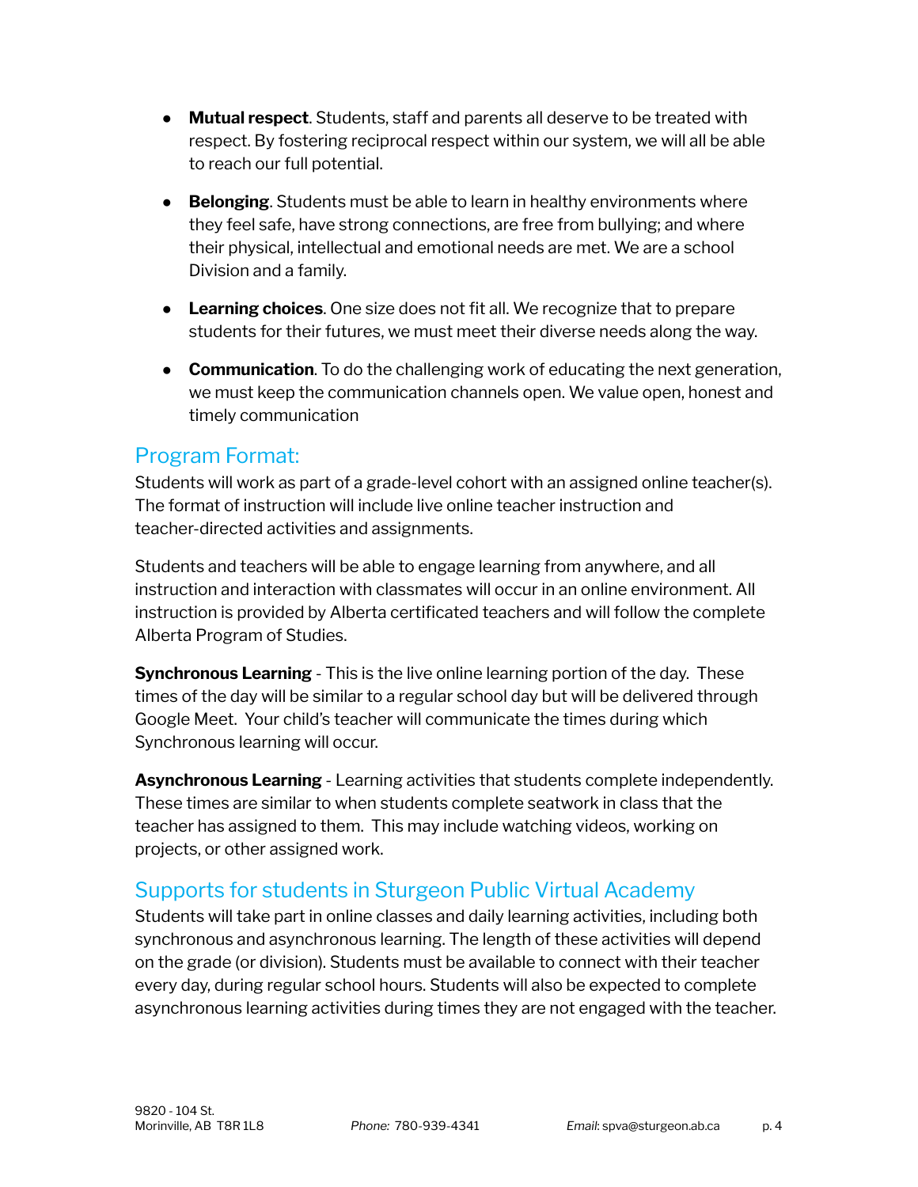- **Mutual respect**. Students, staff and parents all deserve to be treated with respect. By fostering reciprocal respect within our system, we will all be able to reach our full potential.

- **Belonging**. Students must be able to learn in healthy environments where they feel safe, have strong connections, are free from bullying; and where their physical, intellectual and emotional needs are met. We are a school Division and a family.

- **Learning choices**. One size does not fit all. We recognize that to prepare students for their futures, we must meet their diverse needs along the way.

- **Communication**. To do the challenging work of educating the next generation, we must keep the communication channels open. We value open, honest and timely communication

## Program Format:

Students will work as part of a grade-level cohort with an assigned online teacher(s). The format of instruction will include live online teacher instruction and teacher-directed activities and assignments.

Students and teachers will be able to engage learning from anywhere, and all instruction and interaction with classmates will occur in an online environment. All instruction is provided by Alberta certificated teachers and will follow the complete Alberta Program of Studies.

**Synchronous Learning** - This is the live online learning portion of the day. These times of the day will be similar to a regular school day but will be delivered through Google Meet. Your child's teacher will communicate the times during which Synchronous learning will occur.

**Asynchronous Learning** - Learning activities that students complete independently. These times are similar to when students complete seatwork in class that the teacher has assigned to them. This may include watching videos, working on projects, or other assigned work.

## Supports for students in Sturgeon Public Virtual Academy

Students will take part in online classes and daily learning activities, including both synchronous and asynchronous learning. The length of these activities will depend on the grade (or division). Students must be available to connect with their teacher every day, during regular school hours. Students will also be expected to complete asynchronous learning activities during times they are not engaged with the teacher.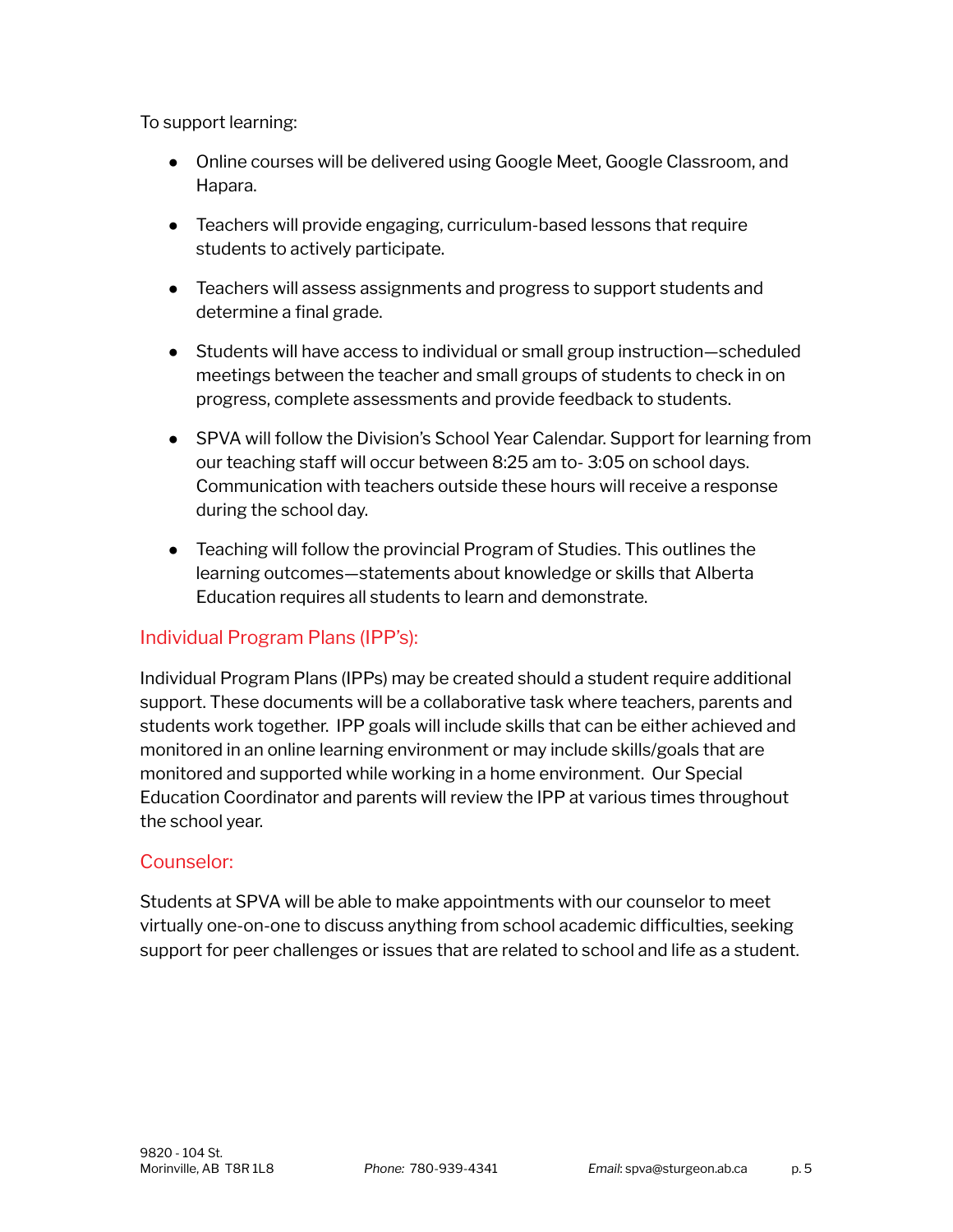To support learning:

- Online courses will be delivered using Google Meet, Google Classroom, and Hapara.
- Teachers will provide engaging, curriculum-based lessons that require students to actively participate.
- Teachers will assess assignments and progress to support students and determine a final grade.
- Students will have access to individual or small group instruction—scheduled meetings between the teacher and small groups of students to check in on progress, complete assessments and provide feedback to students.
- SPVA will follow the Division's School Year Calendar. Support for learning from our teaching staff will occur between 8:25 am to- 3:05 on school days. Communication with teachers outside these hours will receive a response during the school day.
- Teaching will follow the provincial Program of Studies. This outlines the learning outcomes—statements about knowledge or skills that Alberta Education requires all students to learn and demonstrate.

## Individual Program Plans (IPP's):

Individual Program Plans (IPPs) may be created should a student require additional support. These documents will be a collaborative task where teachers, parents and students work together. IPP goals will include skills that can be either achieved and monitored in an online learning environment or may include skills/goals that are monitored and supported while working in a home environment. Our Special Education Coordinator and parents will review the IPP at various times throughout the school year.

## Counselor:

Students at SPVA will be able to make appointments with our counselor to meet virtually one-on-one to discuss anything from school academic difficulties, seeking support for peer challenges or issues that are related to school and life as a student.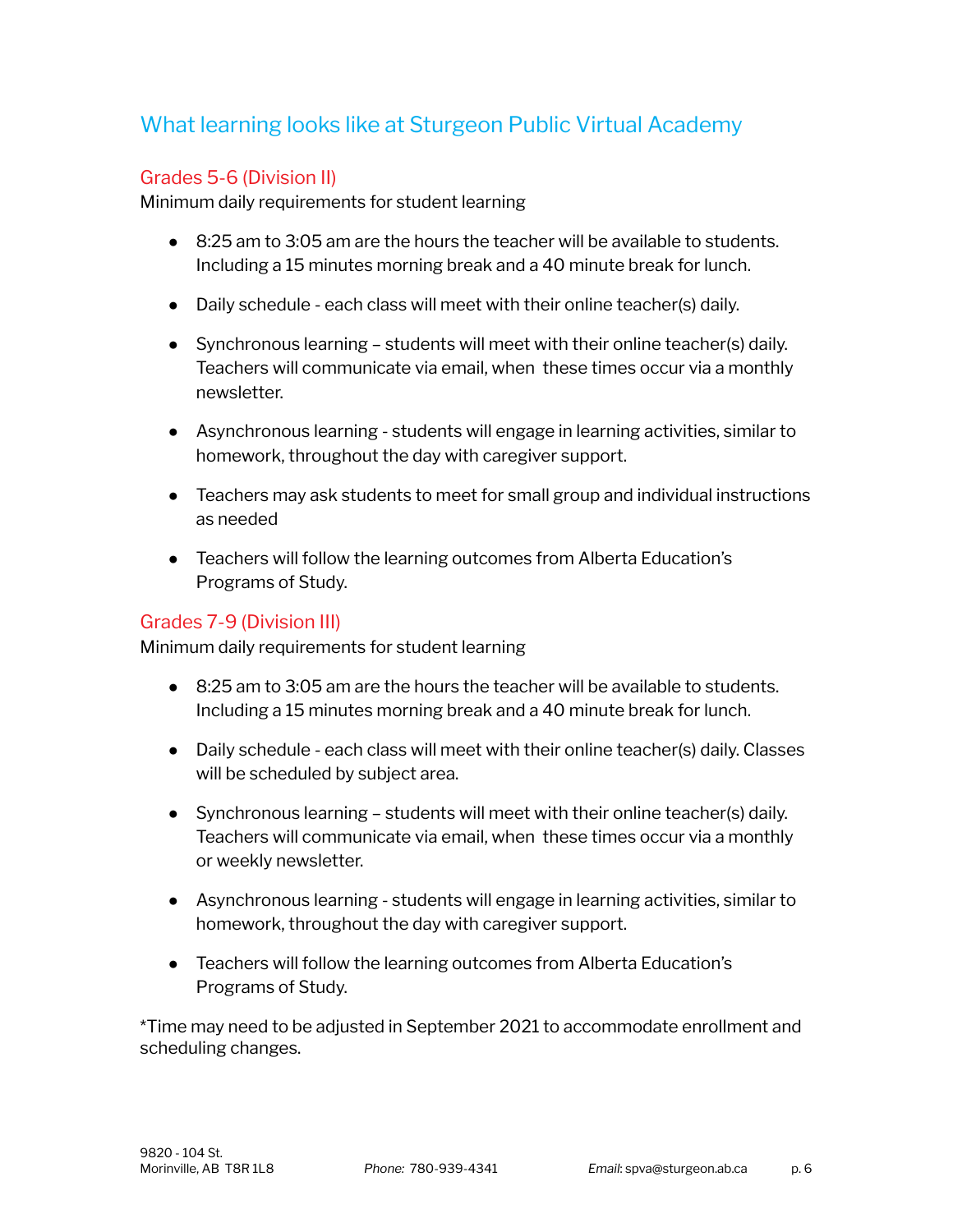## What learning looks like at Sturgeon Public Virtual Academy

### Grades 5-6 (Division II)

Minimum daily requirements for student learning

- 8:25 am to 3:05 am are the hours the teacher will be available to students. Including a 15 minutes morning break and a 40 minute break for lunch.
- Daily schedule - each class will meet with their online teacher(s) daily.
- Synchronous learning – students will meet with their online teacher(s) daily. Teachers will communicate via email, when these times occur via a monthly newsletter.
- Asynchronous learning - students will engage in learning activities, similar to homework, throughout the day with caregiver support.
- Teachers may ask students to meet for small group and individual instructions as needed
- Teachers will follow the learning outcomes from Alberta Education's Programs of Study.

### Grades 7-9 (Division III)

Minimum daily requirements for student learning

- 8:25 am to 3:05 am are the hours the teacher will be available to students. Including a 15 minutes morning break and a 40 minute break for lunch.
- Daily schedule - each class will meet with their online teacher(s) daily. Classes will be scheduled by subject area.
- Synchronous learning – students will meet with their online teacher(s) daily. Teachers will communicate via email, when these times occur via a monthly or weekly newsletter.
- Asynchronous learning - students will engage in learning activities, similar to homework, throughout the day with caregiver support.
- Teachers will follow the learning outcomes from Alberta Education's Programs of Study.

*Time may need to be adjusted in September 2021 to accommodate enrollment and scheduling changes.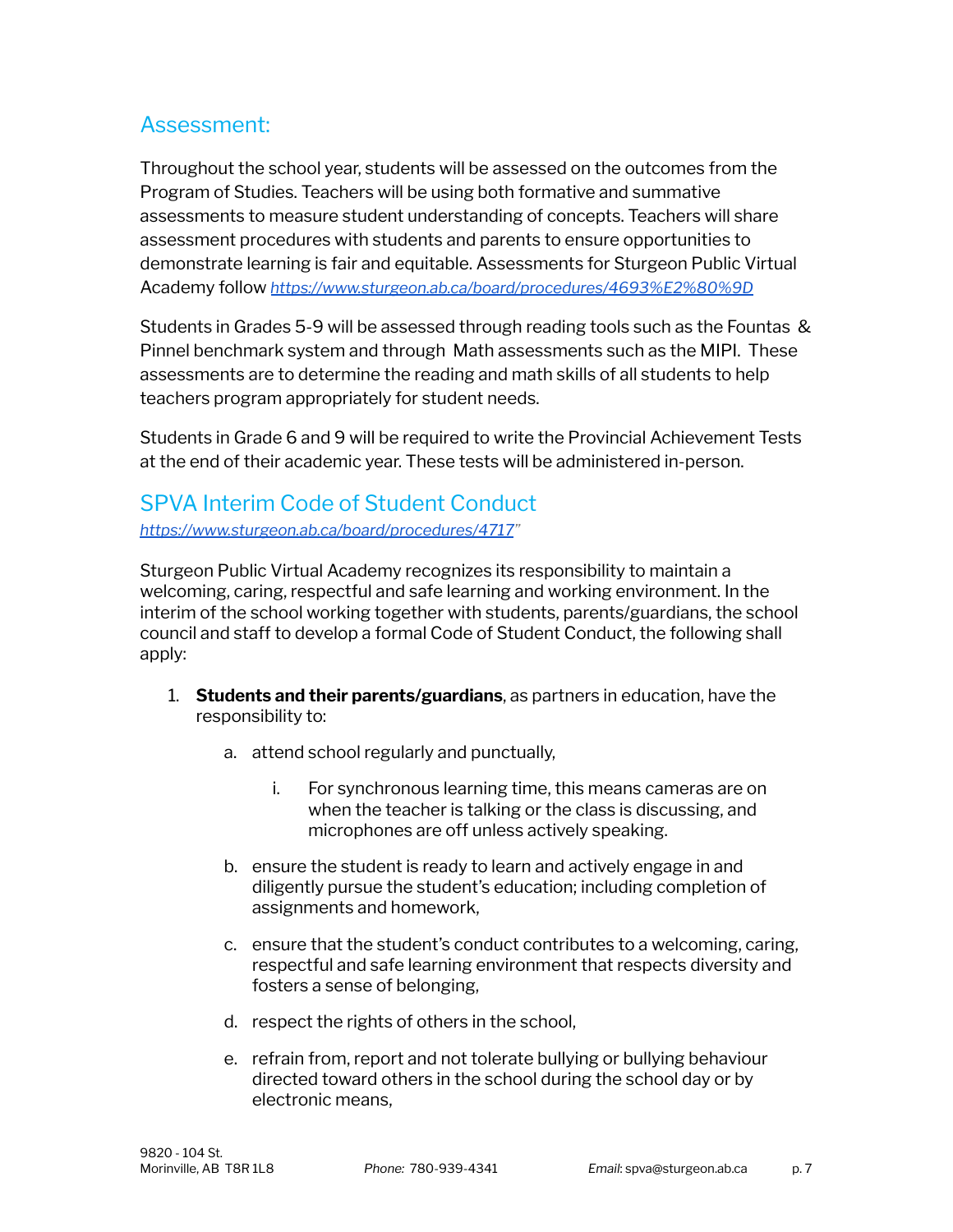## Assessment:

Throughout the school year, students will be assessed on the outcomes from the Program of Studies. Teachers will be using both formative and summative assessments to measure student understanding of concepts. Teachers will share assessment procedures with students and parents to ensure opportunities to demonstrate learning is fair and equitable. Assessments for Sturgeon Public Virtual Academy follow *https://www.sturgeon.ab.ca/board/procedures/4693%E2%80%9D*

Students in Grades 5-9 will be assessed through reading tools such as the Fountas & Pinnel benchmark system and through Math assessments such as the MIPI. These assessments are to determine the reading and math skills of all students to help teachers program appropriately for student needs.

Students in Grade 6 and 9 will be required to write the Provincial Achievement Tests at the end of their academic year. These tests will be administered in-person.

## SPVA Interim Code of Student Conduct

*https://www.sturgeon.ab.ca/board/procedures/4717*"

Sturgeon Public Virtual Academy recognizes its responsibility to maintain a welcoming, caring, respectful and safe learning and working environment. In the interim of the school working together with students, parents/guardians, the school council and staff to develop a formal Code of Student Conduct, the following shall apply:

1. **Students and their parents/guardians**, as partners in education, have the responsibility to:
    a. attend school regularly and punctually,
        i. For synchronous learning time, this means cameras are on when the teacher is talking or the class is discussing, and microphones are off unless actively speaking.
    b. ensure the student is ready to learn and actively engage in and diligently pursue the student's education; including completion of assignments and homework,
    c. ensure that the student's conduct contributes to a welcoming, caring, respectful and safe learning environment that respects diversity and fosters a sense of belonging,
    d. respect the rights of others in the school,
    e. refrain from, report and not tolerate bullying or bullying behaviour directed toward others in the school during the school day or by electronic means,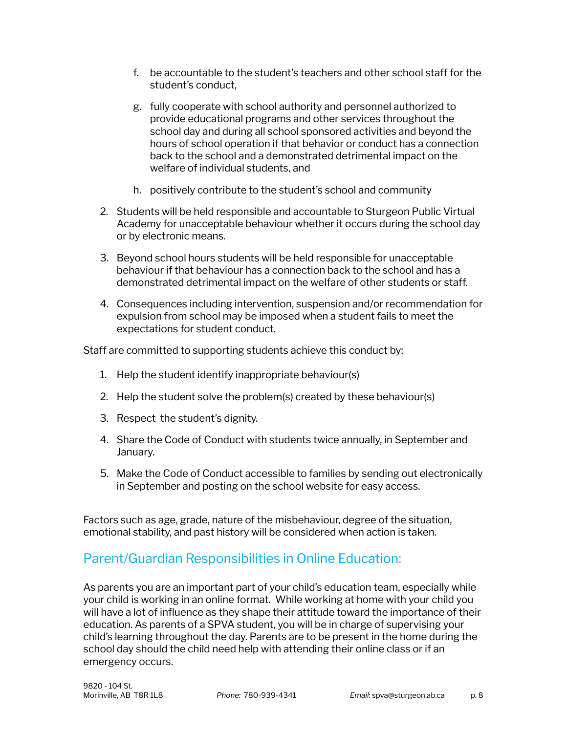f. be accountable to the student's teachers and other school staff for the student's conduct,

g. fully cooperate with school authority and personnel authorized to provide educational programs and other services throughout the school day and during all school sponsored activities and beyond the hours of school operation if that behavior or conduct has a connection back to the school and a demonstrated detrimental impact on the welfare of individual students, and

h. positively contribute to the student's school and community

2. Students will be held responsible and accountable to Sturgeon Public Virtual Academy for unacceptable behaviour whether it occurs during the school day or by electronic means.
3. Beyond school hours students will be held responsible for unacceptable behaviour if that behaviour has a connection back to the school and has a demonstrated detrimental impact on the welfare of other students or staff.
4. Consequences including intervention, suspension and/or recommendation for expulsion from school may be imposed when a student fails to meet the expectations for student conduct.

Staff are committed to supporting students achieve this conduct by:

1. Help the student identify inappropriate behaviour(s)
2. Help the student solve the problem(s) created by these behaviour(s)
3. Respect the student's dignity.
4. Share the Code of Conduct with students twice annually, in September and January.
5. Make the Code of Conduct accessible to families by sending out electronically in September and posting on the school website for easy access.

Factors such as age, grade, nature of the misbehaviour, degree of the situation, emotional stability, and past history will be considered when action is taken.

## Parent/Guardian Responsibilities in Online Education:

As parents you are an important part of your child's education team, especially while your child is working in an online format. While working at home with your child you will have a lot of influence as they shape their attitude toward the importance of their education. As parents of a SPVA student, you will be in charge of supervising your child's learning throughout the day. Parents are to be present in the home during the school day should the child need help with attending their online class or if an emergency occurs.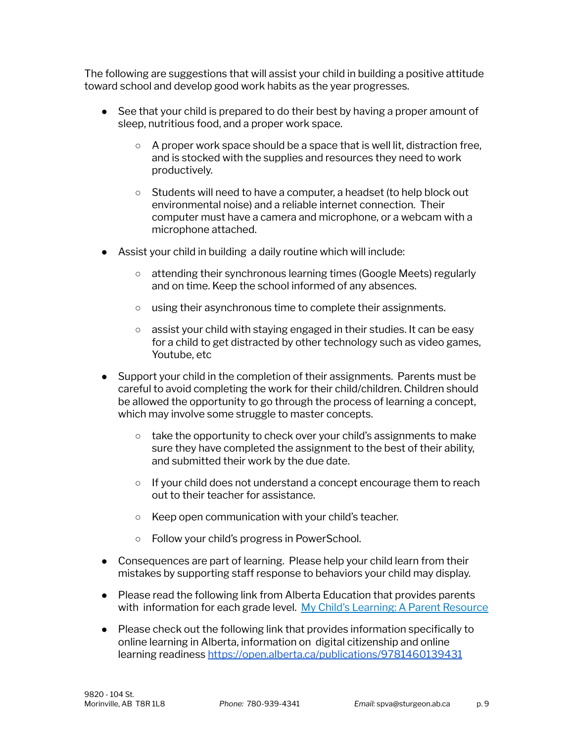The following are suggestions that will assist your child in building a positive attitude toward school and develop good work habits as the year progresses.

- See that your child is prepared to do their best by having a proper amount of sleep, nutritious food, and a proper work space.
  - A proper work space should be a space that is well lit, distraction free, and is stocked with the supplies and resources they need to work productively.
  - Students will need to have a computer, a headset (to help block out environmental noise) and a reliable internet connection. Their computer must have a camera and microphone, or a webcam with a microphone attached.
- Assist your child in building a daily routine which will include:
  - attending their synchronous learning times (Google Meets) regularly and on time. Keep the school informed of any absences.
  - using their asynchronous time to complete their assignments.
  - assist your child with staying engaged in their studies. It can be easy for a child to get distracted by other technology such as video games, Youtube, etc
- Support your child in the completion of their assignments. Parents must be careful to avoid completing the work for their child/children. Children should be allowed the opportunity to go through the process of learning a concept, which may involve some struggle to master concepts.
  - take the opportunity to check over your child's assignments to make sure they have completed the assignment to the best of their ability, and submitted their work by the due date.
  - If your child does not understand a concept encourage them to reach out to their teacher for assistance.
  - Keep open communication with your child's teacher.
  - Follow your child's progress in PowerSchool.
- Consequences are part of learning. Please help your child learn from their mistakes by supporting staff response to behaviors your child may display.
- Please read the following link from Alberta Education that provides parents with information for each grade level. [My Child's Learning: A Parent Resource]()
- Please check out the following link that provides information specifically to online learning in Alberta, information on digital citizenship and online learning readiness [https://open.alberta.ca/publications/9781460139431](https://open.alberta.ca/publications/9781460139431)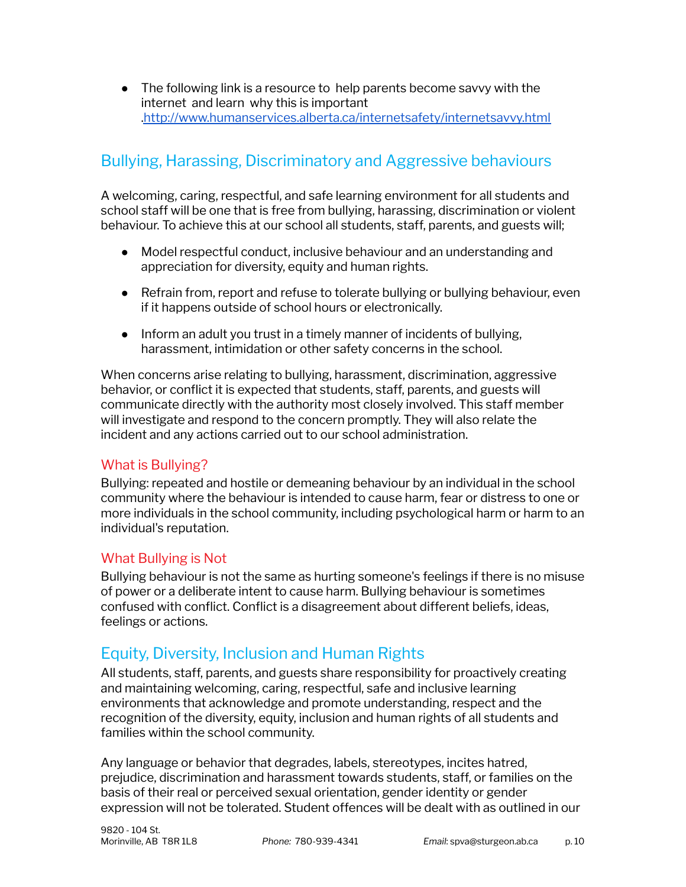- The following link is a resource to help parents become savvy with the internet and learn why this is important [.http://www.humanservices.alberta.ca/internetsafety/internetsavvy.html](http://www.humanservices.alberta.ca/internetsafety/internetsavvy.html)

## Bullying, Harassing, Discriminatory and Aggressive behaviours

A welcoming, caring, respectful, and safe learning environment for all students and school staff will be one that is free from bullying, harassing, discrimination or violent behaviour. To achieve this at our school all students, staff, parents, and guests will;

- Model respectful conduct, inclusive behaviour and an understanding and appreciation for diversity, equity and human rights.
- Refrain from, report and refuse to tolerate bullying or bullying behaviour, even if it happens outside of school hours or electronically.
- Inform an adult you trust in a timely manner of incidents of bullying, harassment, intimidation or other safety concerns in the school.

When concerns arise relating to bullying, harassment, discrimination, aggressive behavior, or conflict it is expected that students, staff, parents, and guests will communicate directly with the authority most closely involved. This staff member will investigate and respond to the concern promptly. They will also relate the incident and any actions carried out to our school administration.

### What is Bullying?

Bullying: repeated and hostile or demeaning behaviour by an individual in the school community where the behaviour is intended to cause harm, fear or distress to one or more individuals in the school community, including psychological harm or harm to an individual's reputation.

### What Bullying is Not

Bullying behaviour is not the same as hurting someone's feelings if there is no misuse of power or a deliberate intent to cause harm. Bullying behaviour is sometimes confused with conflict. Conflict is a disagreement about different beliefs, ideas, feelings or actions.

## Equity, Diversity, Inclusion and Human Rights

All students, staff, parents, and guests share responsibility for proactively creating and maintaining welcoming, caring, respectful, safe and inclusive learning environments that acknowledge and promote understanding, respect and the recognition of the diversity, equity, inclusion and human rights of all students and families within the school community.

Any language or behavior that degrades, labels, stereotypes, incites hatred, prejudice, discrimination and harassment towards students, staff, or families on the basis of their real or perceived sexual orientation, gender identity or gender expression will not be tolerated. Student offences will be dealt with as outlined in our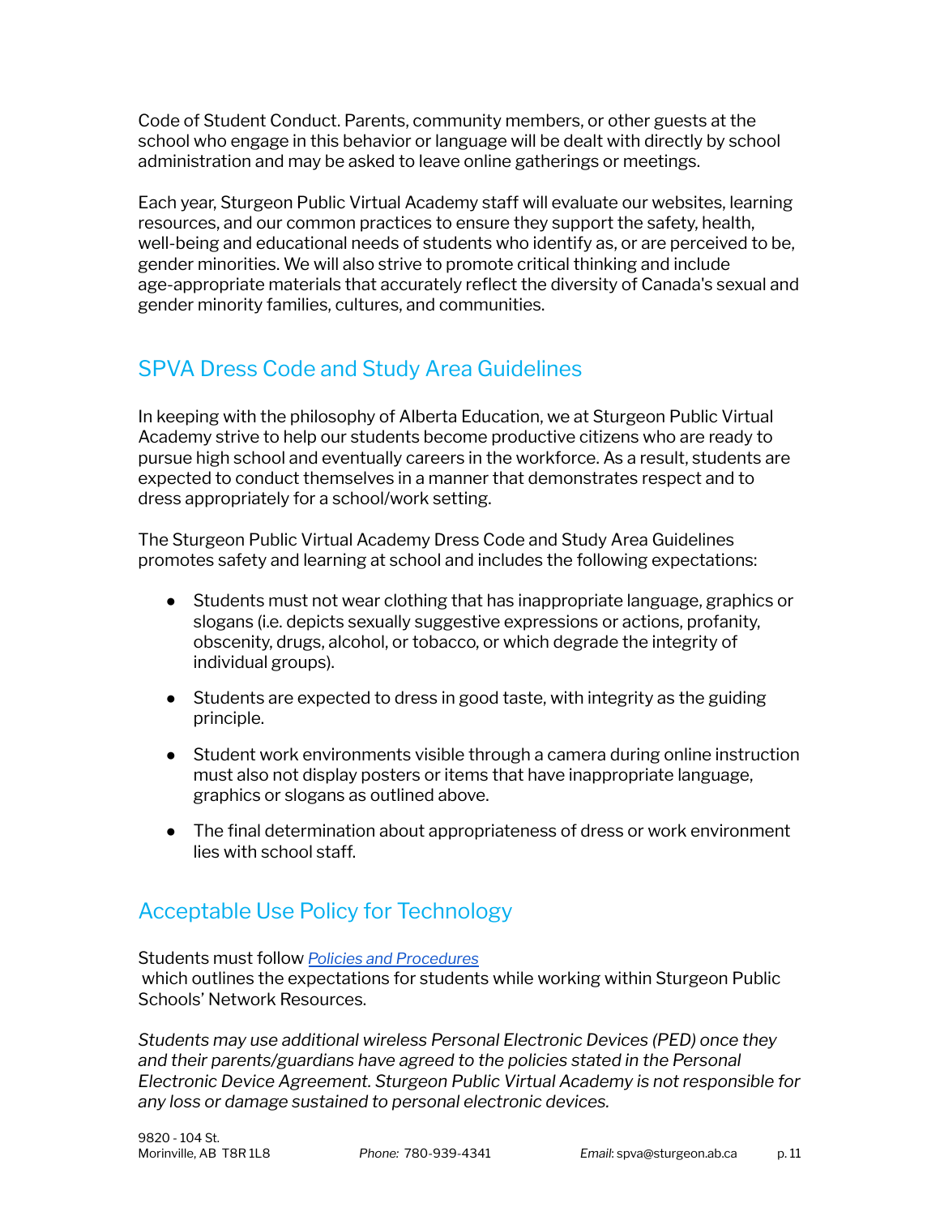Code of Student Conduct. Parents, community members, or other guests at the school who engage in this behavior or language will be dealt with directly by school administration and may be asked to leave online gatherings or meetings.

Each year, Sturgeon Public Virtual Academy staff will evaluate our websites, learning resources, and our common practices to ensure they support the safety, health, well-being and educational needs of students who identify as, or are perceived to be, gender minorities. We will also strive to promote critical thinking and include age-appropriate materials that accurately reflect the diversity of Canada's sexual and gender minority families, cultures, and communities.

## SPVA Dress Code and Study Area Guidelines

In keeping with the philosophy of Alberta Education, we at Sturgeon Public Virtual Academy strive to help our students become productive citizens who are ready to pursue high school and eventually careers in the workforce. As a result, students are expected to conduct themselves in a manner that demonstrates respect and to dress appropriately for a school/work setting.

The Sturgeon Public Virtual Academy Dress Code and Study Area Guidelines promotes safety and learning at school and includes the following expectations:

- Students must not wear clothing that has inappropriate language, graphics or slogans (i.e. depicts sexually suggestive expressions or actions, profanity, obscenity, drugs, alcohol, or tobacco, or which degrade the integrity of individual groups).
- Students are expected to dress in good taste, with integrity as the guiding principle.
- Student work environments visible through a camera during online instruction must also not display posters or items that have inappropriate language, graphics or slogans as outlined above.
- The final determination about appropriateness of dress or work environment lies with school staff.

## Acceptable Use Policy for Technology

Students must follow *Policies and Procedures* which outlines the expectations for students while working within Sturgeon Public Schools' Network Resources.

*Students may use additional wireless Personal Electronic Devices (PED) once they and their parents/guardians have agreed to the policies stated in the Personal Electronic Device Agreement. Sturgeon Public Virtual Academy is not responsible for any loss or damage sustained to personal electronic devices.*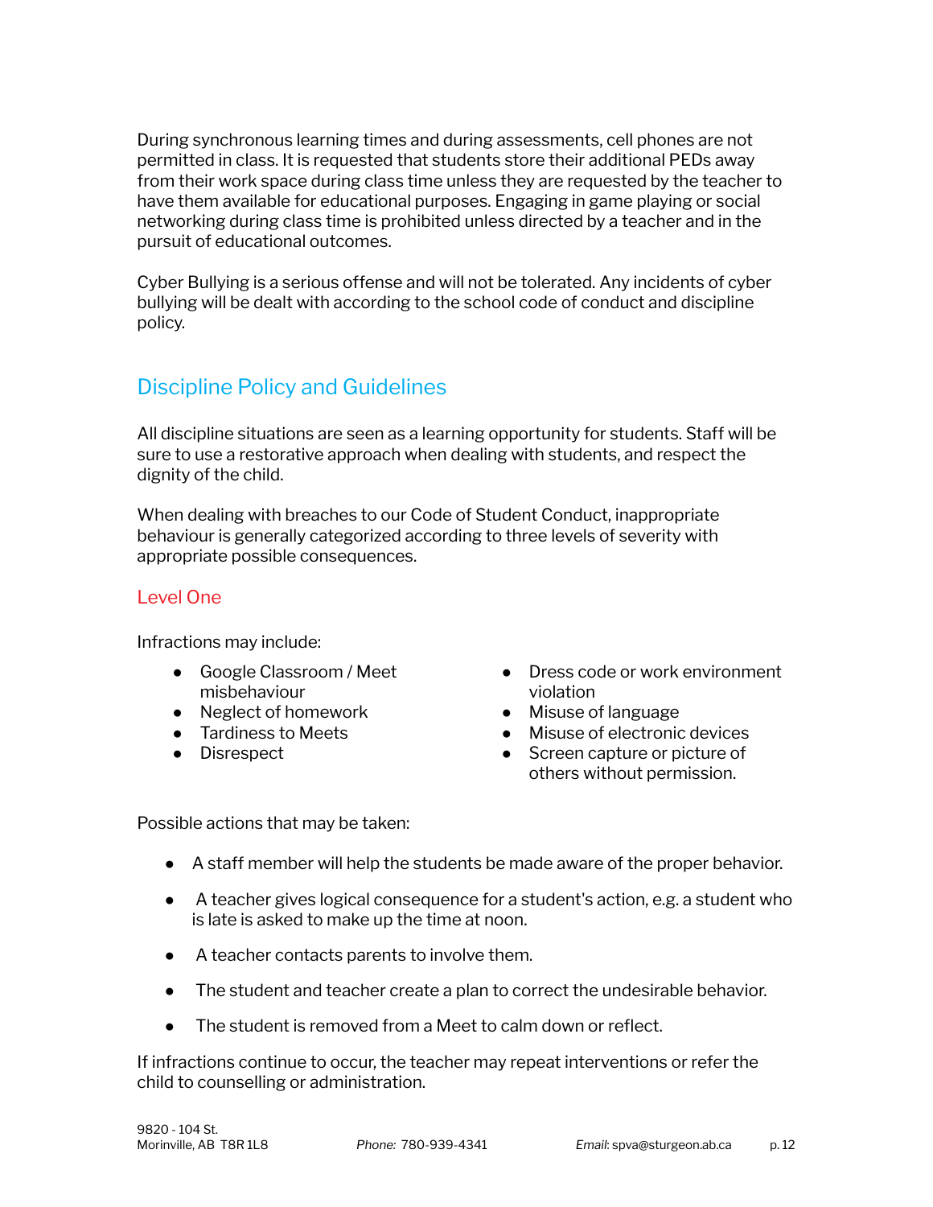During synchronous learning times and during assessments, cell phones are not permitted in class. It is requested that students store their additional PEDs away from their work space during class time unless they are requested by the teacher to have them available for educational purposes. Engaging in game playing or social networking during class time is prohibited unless directed by a teacher and in the pursuit of educational outcomes.

Cyber Bullying is a serious offense and will not be tolerated. Any incidents of cyber bullying will be dealt with according to the school code of conduct and discipline policy.

## Discipline Policy and Guidelines

All discipline situations are seen as a learning opportunity for students. Staff will be sure to use a restorative approach when dealing with students, and respect the dignity of the child.

When dealing with breaches to our Code of Student Conduct, inappropriate behaviour is generally categorized according to three levels of severity with appropriate possible consequences.

### Level One

Infractions may include:

- Google Classroom / Meet misbehaviour
- Neglect of homework
- Tardiness to Meets
- Disrespect
- Dress code or work environment violation
- Misuse of language
- Misuse of electronic devices
- Screen capture or picture of others without permission.

Possible actions that may be taken:

- A staff member will help the students be made aware of the proper behavior.
- A teacher gives logical consequence for a student's action, e.g. a student who is late is asked to make up the time at noon.
- A teacher contacts parents to involve them.
- The student and teacher create a plan to correct the undesirable behavior.
- The student is removed from a Meet to calm down or reflect.

If infractions continue to occur, the teacher may repeat interventions or refer the child to counselling or administration.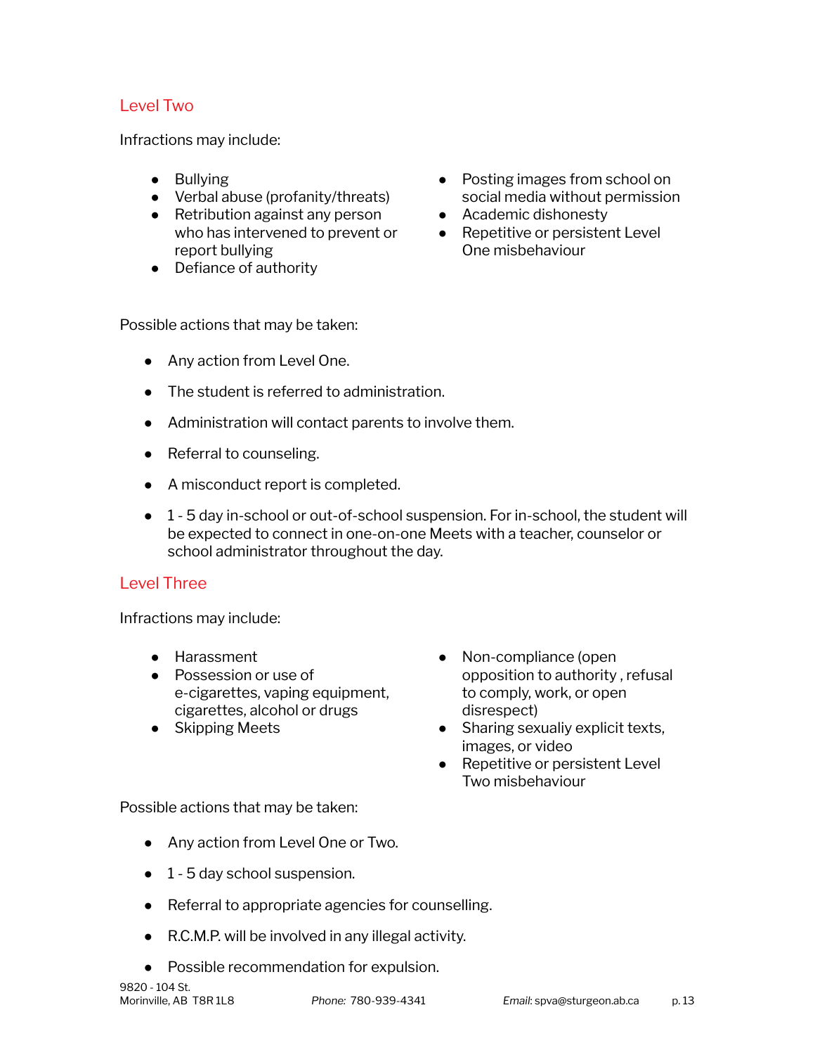## Level Two

Infractions may include:

- Bullying
- Verbal abuse (profanity/threats)
- Retribution against any person who has intervened to prevent or report bullying
- Defiance of authority
- Posting images from school on social media without permission
- Academic dishonesty
- Repetitive or persistent Level One misbehaviour

Possible actions that may be taken:

- Any action from Level One.
- The student is referred to administration.
- Administration will contact parents to involve them.
- Referral to counseling.
- A misconduct report is completed.
- 1 - 5 day in-school or out-of-school suspension. For in-school, the student will be expected to connect in one-on-one Meets with a teacher, counselor or school administrator throughout the day.

## Level Three

Infractions may include:

- Harassment
- Possession or use of e-cigarettes, vaping equipment, cigarettes, alcohol or drugs
- Skipping Meets
- Non-compliance (open opposition to authority , refusal to comply, work, or open disrespect)
- Sharing sexualiy explicit texts, images, or video
- Repetitive or persistent Level Two misbehaviour

Possible actions that may be taken:

- Any action from Level One or Two.
- 1 - 5 day school suspension.
- Referral to appropriate agencies for counselling.
- R.C.M.P. will be involved in any illegal activity.
- Possible recommendation for expulsion.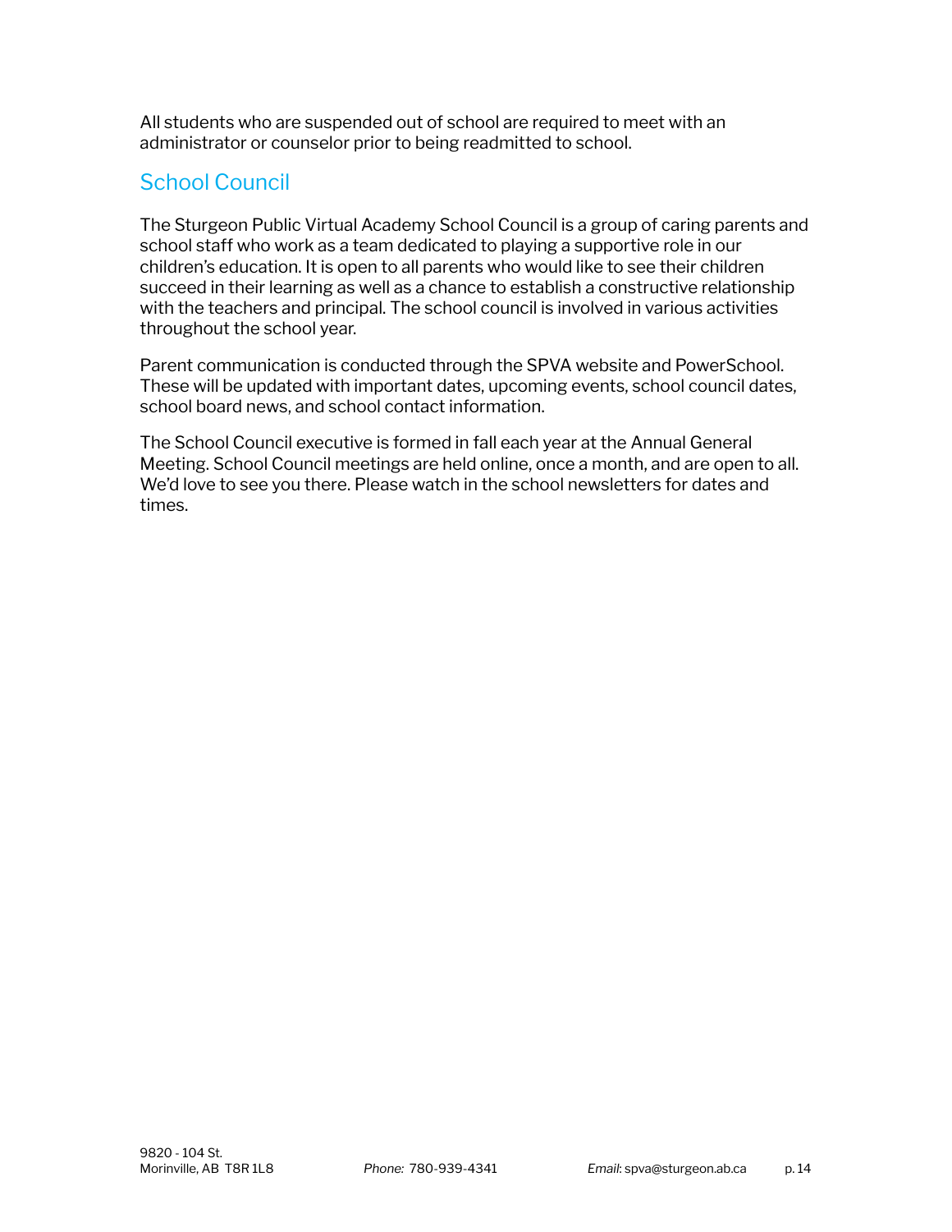All students who are suspended out of school are required to meet with an administrator or counselor prior to being readmitted to school.

## School Council

The Sturgeon Public Virtual Academy School Council is a group of caring parents and school staff who work as a team dedicated to playing a supportive role in our children's education. It is open to all parents who would like to see their children succeed in their learning as well as a chance to establish a constructive relationship with the teachers and principal. The school council is involved in various activities throughout the school year.

Parent communication is conducted through the SPVA website and PowerSchool. These will be updated with important dates, upcoming events, school council dates, school board news, and school contact information.

The School Council executive is formed in fall each year at the Annual General Meeting. School Council meetings are held online, once a month, and are open to all. We'd love to see you there. Please watch in the school newsletters for dates and times.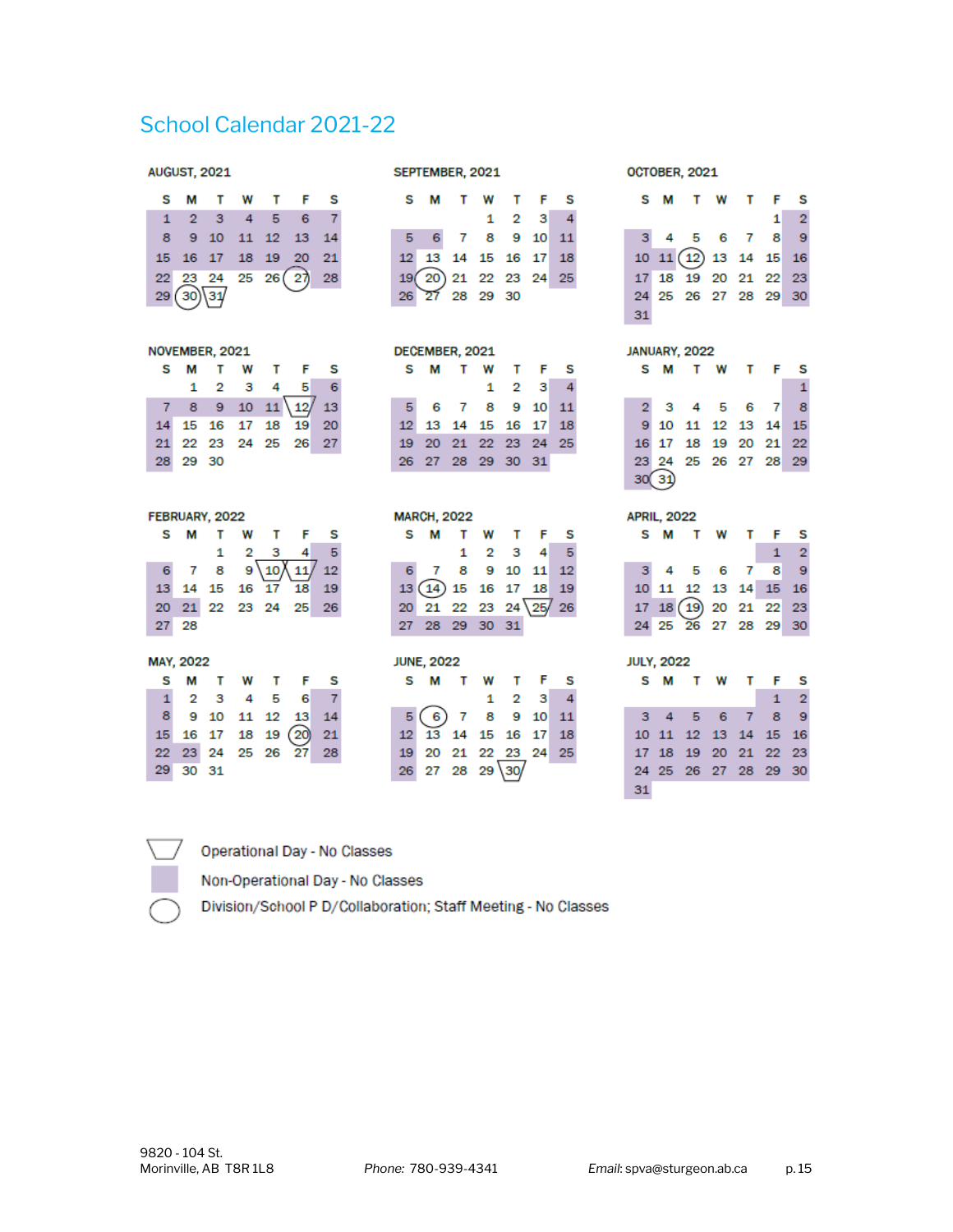# School Calendar 2021-22

### AUGUST, 2021

| S | M | T | W | T | F | S |
|---|---|---|---|---|---|---|
| 1 | 2 | 3 | 4 | 5 | 6 | 7 |
| 8 | 9 | 10 | 11 | 12 | 13 | 14 |
| 15 | 16 | 17 | 18 | 19 | 20 | 21 |
| 22 | 23 | 24 | 25 | 26 | 27 | 28 |
| 29 | 30 | 31 | | | | |

### SEPTEMBER, 2021

| S | M | T | W | T | F | S |
|---|---|---|---|---|---|---|
| | | | 1 | 2 | 3 | 4 |
| 5 | 6 | 7 | 8 | 9 | 10 | 11 |
| 12 | 13 | 14 | 15 | 16 | 17 | 18 |
| 19 | 20 | 21 | 22 | 23 | 24 | 25 |
| 26 | 27 | 28 | 29 | 30 | | |

### OCTOBER, 2021

| S | M | T | W | T | F | S |
|---|---|---|---|---|---|---|
| | | | | | 1 | 2 |
| 3 | 4 | 5 | 6 | 7 | 8 | 9 |
| 10 | 11 | 12 | 13 | 14 | 15 | 16 |
| 17 | 18 | 19 | 20 | 21 | 22 | 23 |
| 24 | 25 | 26 | 27 | 28 | 29 | 30 |
| 31 | | | | | | |

### NOVEMBER, 2021

| S | M | T | W | T | F | S |
|---|---|---|---|---|---|---|
| | 1 | 2 | 3 | 4 | 5 | 6 |
| 7 | 8 | 9 | 10 | 11 | 12 | 13 |
| 14 | 15 | 16 | 17 | 18 | 19 | 20 |
| 21 | 22 | 23 | 24 | 25 | 26 | 27 |
| 28 | 29 | 30 | | | | |

### DECEMBER, 2021

| S | M | T | W | T | F | S |
|---|---|---|---|---|---|---|
| | | | 1 | 2 | 3 | 4 |
| 5 | 6 | 7 | 8 | 9 | 10 | 11 |
| 12 | 13 | 14 | 15 | 16 | 17 | 18 |
| 19 | 20 | 21 | 22 | 23 | 24 | 25 |
| 26 | 27 | 28 | 29 | 30 | 31 | |

### JANUARY, 2022

| S | M | T | W | T | F | S |
|---|---|---|---|---|---|---|
| | | | | | | 1 |
| 2 | 3 | 4 | 5 | 6 | 7 | 8 |
| 9 | 10 | 11 | 12 | 13 | 14 | 15 |
| 16 | 17 | 18 | 19 | 20 | 21 | 22 |
| 23 | 24 | 25 | 26 | 27 | 28 | 29 |
| 30 | 31 | | | | | |

### FEBRUARY, 2022

| S | M | T | W | T | F | S |
|---|---|---|---|---|---|---|
| | | 1 | 2 | 3 | 4 | 5 |
| 6 | 7 | 8 | 9 | 10 | 11 | 12 |
| 13 | 14 | 15 | 16 | 17 | 18 | 19 |
| 20 | 21 | 22 | 23 | 24 | 25 | 26 |
| 27 | 28 | | | | | |

### MARCH, 2022

| S | M | T | W | T | F | S |
|---|---|---|---|---|---|---|
| | | 1 | 2 | 3 | 4 | 5 |
| 6 | 7 | 8 | 9 | 10 | 11 | 12 |
| 13 | 14 | 15 | 16 | 17 | 18 | 19 |
| 20 | 21 | 22 | 23 | 24 | 25 | 26 |
| 27 | 28 | 29 | 30 | 31 | | |

### APRIL, 2022

| S | M | T | W | T | F | S |
|---|---|---|---|---|---|---|
| | | | | | 1 | 2 |
| 3 | 4 | 5 | 6 | 7 | 8 | 9 |
| 10 | 11 | 12 | 13 | 14 | 15 | 16 |
| 17 | 18 | 19 | 20 | 21 | 22 | 23 |
| 24 | 25 | 26 | 27 | 28 | 29 | 30 |

### MAY, 2022

| S | M | T | W | T | F | S |
|---|---|---|---|---|---|---|
| 1 | 2 | 3 | 4 | 5 | 6 | 7 |
| 8 | 9 | 10 | 11 | 12 | 13 | 14 |
| 15 | 16 | 17 | 18 | 19 | 20 | 21 |
| 22 | 23 | 24 | 25 | 26 | 27 | 28 |
| 29 | 30 | 31 | | | | |

### JUNE, 2022

| S | M | T | W | T | F | S |
|---|---|---|---|---|---|---|
| | | | 1 | 2 | 3 | 4 |
| 5 | 6 | 7 | 8 | 9 | 10 | 11 |
| 12 | 13 | 14 | 15 | 16 | 17 | 18 |
| 19 | 20 | 21 | 22 | 23 | 24 | 25 |
| 26 | 27 | 28 | 29 | 30 | | |

### JULY, 2022

| S | M | T | W | T | F | S |
|---|---|---|---|---|---|---|
| | | | | | 1 | 2 |
| 3 | 4 | 5 | 6 | 7 | 8 | 9 |
| 10 | 11 | 12 | 13 | 14 | 15 | 16 |
| 17 | 18 | 19 | 20 | 21 | 22 | 23 |
| 24 | 25 | 26 | 27 | 28 | 29 | 30 |
| 31 | | | | | | |

Operational Day - No Classes

Non-Operational Day - No Classes

Division/School P D/Collaboration; Staff Meeting - No Classes

9820 - 104 St.
Morinville, AB T8R 1L8

*Phone:* 780-939-4341

*Email:* spva@sturgeon.ab.ca